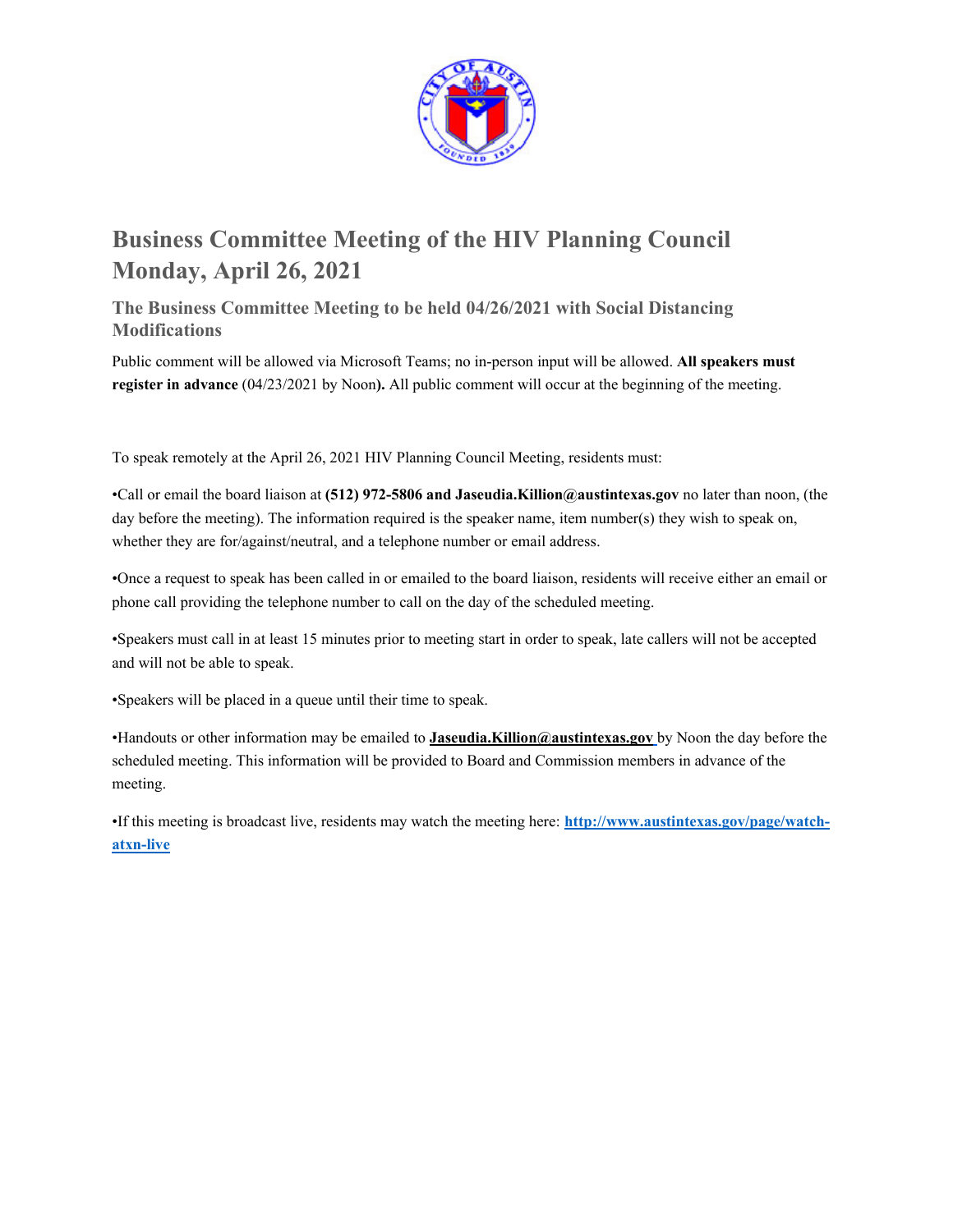# Business Committee Meeting of the HIV Planning Council Monday, April 26, 2021

## The Business Committee Meeting to be held 04/26/2021 with Social Distancing Modifications

Public comment will be allowed via Microsoft Teams; no in-person input will be allowed. **All speakers must register in advance** (04/23/2021 by Noon**).** All public comment will occur at the beginning of the meeting.

To speak remotely at the April 26, 2021 HIV Planning Council Meeting, residents must:

•Call or email the board liaison at **(512) 972-5806 and Jaseudia.Killion@austintexas.gov** no later than noon, (the day before the meeting). The information required is the speaker name, item number(s) they wish to speak on, whether they are for/against/neutral, and a telephone number or email address.

•Once a request to speak has been called in or emailed to the board liaison, residents will receive either an email or phone call providing the telephone number to call on the day of the scheduled meeting.

•Speakers must call in at least 15 minutes prior to meeting start in order to speak, late callers will not be accepted and will not be able to speak.

•Speakers will be placed in a queue until their time to speak.

•Handouts or other information may be emailed to **Jaseudia.Killion@austintexas.gov** by Noon the day before the scheduled meeting. This information will be provided to Board and Commission members in advance of the meeting.

•If this meeting is broadcast live, residents may watch the meeting here: **http://www.austintexas.gov/page/watch-atxn-live**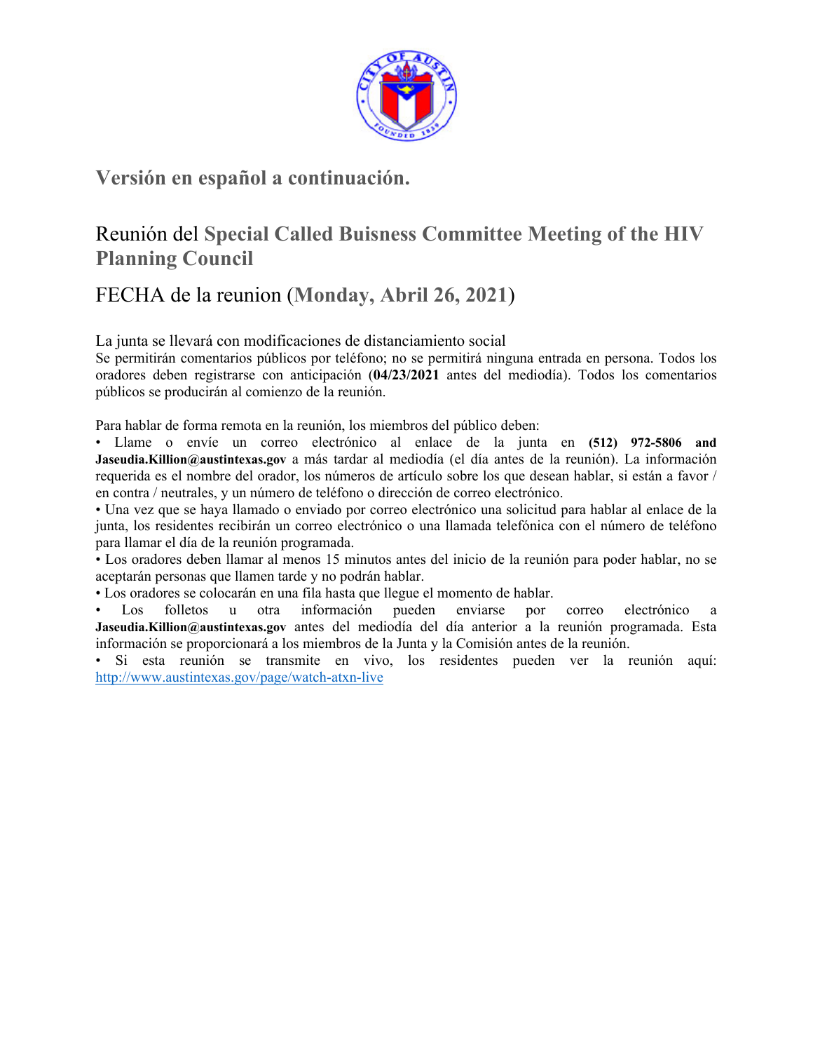## Versión en español a continuación.

# Reunión del Special Called Buisness Committee Meeting of the HIV Planning Council

## FECHA de la reunion (Monday, Abril 26, 2021)

La junta se llevará con modificaciones de distanciamiento social

Se permitirán comentarios públicos por teléfono; no se permitirá ninguna entrada en persona. Todos los oradores deben registrarse con anticipación (**04/23/2021** antes del mediodía). Todos los comentarios públicos se producirán al comienzo de la reunión.

Para hablar de forma remota en la reunión, los miembros del público deben:

- Llame o envíe un correo electrónico al enlace de la junta en **(512) 972-5806 and Jaseudia.Killion@austintexas.gov** a más tardar al mediodía (el día antes de la reunión). La información requerida es el nombre del orador, los números de artículo sobre los que desean hablar, si están a favor / en contra / neutrales, y un número de teléfono o dirección de correo electrónico.
- Una vez que se haya llamado o enviado por correo electrónico una solicitud para hablar al enlace de la junta, los residentes recibirán un correo electrónico o una llamada telefónica con el número de teléfono para llamar el día de la reunión programada.
- Los oradores deben llamar al menos 15 minutos antes del inicio de la reunión para poder hablar, no se aceptarán personas que llamen tarde y no podrán hablar.
- Los oradores se colocarán en una fila hasta que llegue el momento de hablar.
- Los folletos u otra información pueden enviarse por correo electrónico a **Jaseudia.Killion@austintexas.gov** antes del mediodía del día anterior a la reunión programada. Esta información se proporcionará a los miembros de la Junta y la Comisión antes de la reunión.
- Si esta reunión se transmite en vivo, los residentes pueden ver la reunión aquí: [http://www.austintexas.gov/page/watch-atxn-live](http://www.austintexas.gov/page/watch-atxn-live)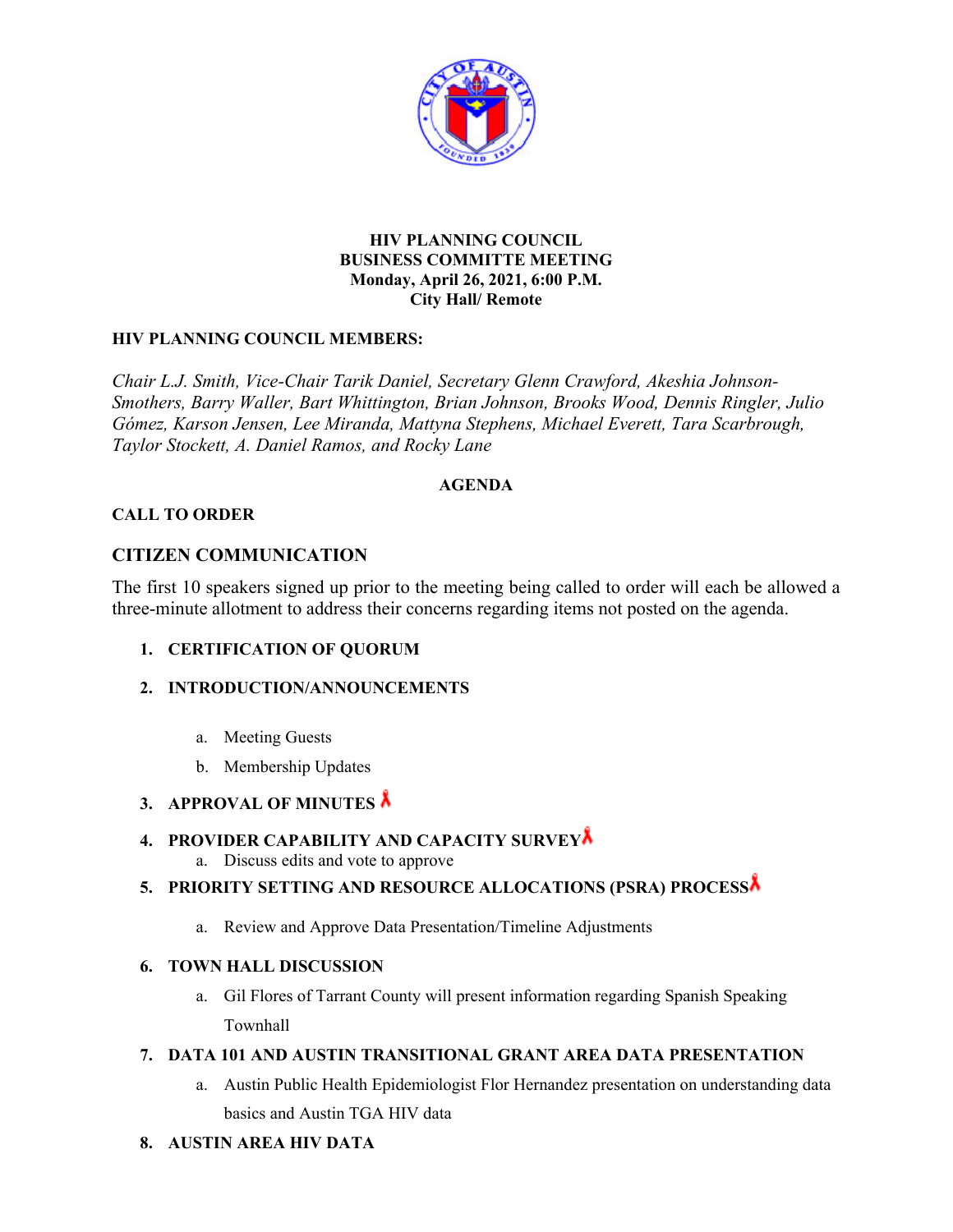**HIV PLANNING COUNCIL**
**BUSINESS COMMITTE MEETING**
**Monday, April 26, 2021, 6:00 P.M.**
**City Hall/ Remote**

**HIV PLANNING COUNCIL MEMBERS:**

*Chair L.J. Smith, Vice-Chair Tarik Daniel, Secretary Glenn Crawford, Akeshia Johnson-Smothers, Barry Waller, Bart Whittington, Brian Johnson, Brooks Wood, Dennis Ringler, Julio Gómez, Karson Jensen, Lee Miranda, Mattyna Stephens, Michael Everett, Tara Scarbrough, Taylor Stockett, A. Daniel Ramos, and Rocky Lane*

**AGENDA**

**CALL TO ORDER**

## CITIZEN COMMUNICATION

The first 10 speakers signed up prior to the meeting being called to order will each be allowed a three-minute allotment to address their concerns regarding items not posted on the agenda.

1. **CERTIFICATION OF QUORUM**
2. **INTRODUCTION/ANNOUNCEMENTS**
   a. Meeting Guests
   b. Membership Updates
3. **APPROVAL OF MINUTES**
4. **PROVIDER CAPABILITY AND CAPACITY SURVEY**
   a. Discuss edits and vote to approve
5. **PRIORITY SETTING AND RESOURCE ALLOCATIONS (PSRA) PROCESS**
   a. Review and Approve Data Presentation/Timeline Adjustments
6. **TOWN HALL DISCUSSION**
   a. Gil Flores of Tarrant County will present information regarding Spanish Speaking Townhall
7. **DATA 101 AND AUSTIN TRANSITIONAL GRANT AREA DATA PRESENTATION**
   a. Austin Public Health Epidemiologist Flor Hernandez presentation on understanding data basics and Austin TGA HIV data
8. **AUSTIN AREA HIV DATA**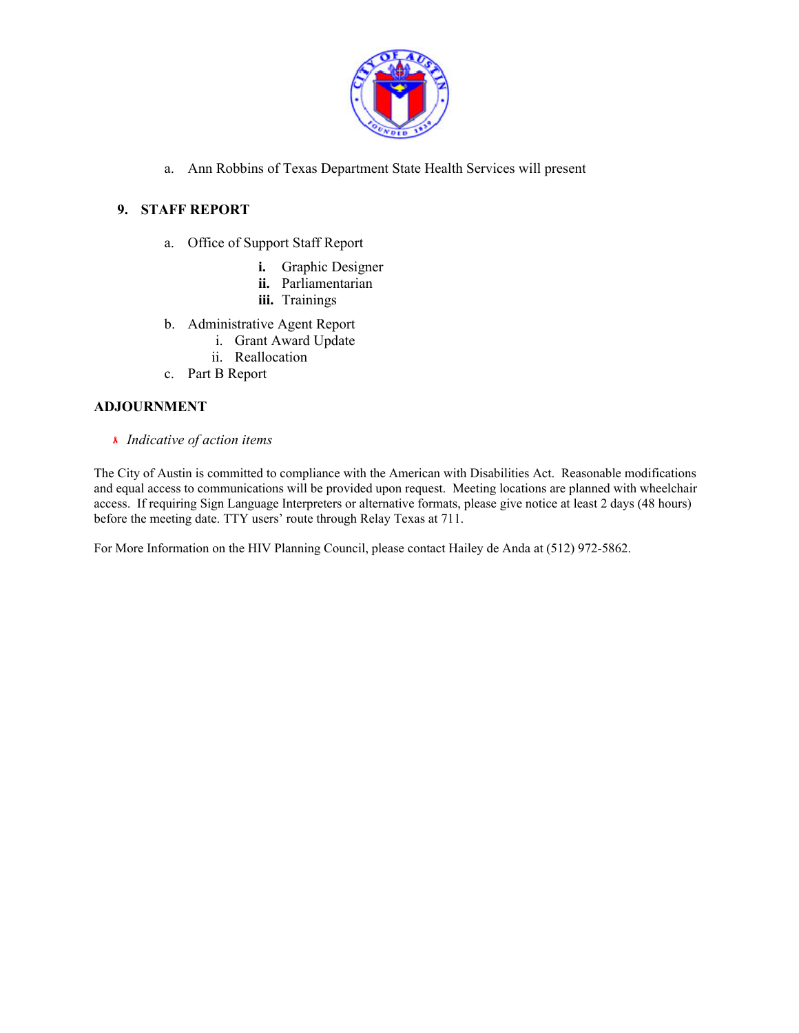a. Ann Robbins of Texas Department State Health Services will present

## 9. STAFF REPORT

a. Office of Support Staff Report
   - **i.** Graphic Designer
   - **ii.** Parliamentarian
   - **iii.** Trainings

b. Administrative Agent Report
   - i. Grant Award Update
   - ii. Reallocation

c. Part B Report

## ADJOURNMENT

- *Indicative of action items*

The City of Austin is committed to compliance with the American with Disabilities Act. Reasonable modifications and equal access to communications will be provided upon request. Meeting locations are planned with wheelchair access. If requiring Sign Language Interpreters or alternative formats, please give notice at least 2 days (48 hours) before the meeting date. TTY users' route through Relay Texas at 711.

For More Information on the HIV Planning Council, please contact Hailey de Anda at (512) 972-5862.